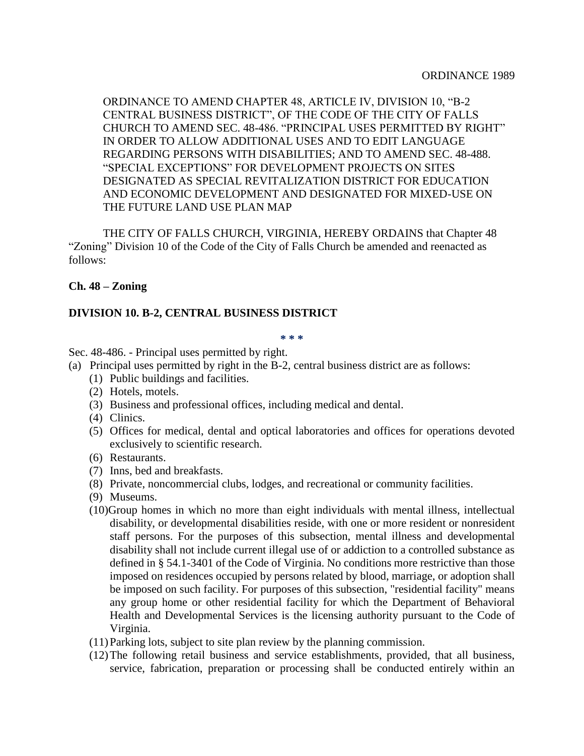ORDINANCE 1989

ORDINANCE TO AMEND CHAPTER 48, ARTICLE IV, DIVISION 10, "B-2 CENTRAL BUSINESS DISTRICT", OF THE CODE OF THE CITY OF FALLS CHURCH TO AMEND SEC. 48-486. "PRINCIPAL USES PERMITTED BY RIGHT" IN ORDER TO ALLOW ADDITIONAL USES AND TO EDIT LANGUAGE REGARDING PERSONS WITH DISABILITIES; AND TO AMEND SEC. 48-488. "SPECIAL EXCEPTIONS" FOR DEVELOPMENT PROJECTS ON SITES DESIGNATED AS SPECIAL REVITALIZATION DISTRICT FOR EDUCATION AND ECONOMIC DEVELOPMENT AND DESIGNATED FOR MIXED-USE ON THE FUTURE LAND USE PLAN MAP

THE CITY OF FALLS CHURCH, VIRGINIA, HEREBY ORDAINS that Chapter 48 "Zoning" Division 10 of the Code of the City of Falls Church be amended and reenacted as follows:

**Ch. 48 – Zoning**

**DIVISION 10. B-2, CENTRAL BUSINESS DISTRICT**

* * *

Sec. 48-486. - Principal uses permitted by right.

(a) Principal uses permitted by right in the B-2, central business district are as follows:

(1) Public buildings and facilities.

(2) Hotels, motels.

(3) Business and professional offices, including medical and dental.

(4) Clinics.

(5) Offices for medical, dental and optical laboratories and offices for operations devoted exclusively to scientific research.

(6) Restaurants.

(7) Inns, bed and breakfasts.

(8) Private, noncommercial clubs, lodges, and recreational or community facilities.

(9) Museums.

(10) Group homes in which no more than eight individuals with mental illness, intellectual disability, or developmental disabilities reside, with one or more resident or nonresident staff persons. For the purposes of this subsection, mental illness and developmental disability shall not include current illegal use of or addiction to a controlled substance as defined in § 54.1-3401 of the Code of Virginia. No conditions more restrictive than those imposed on residences occupied by persons related by blood, marriage, or adoption shall be imposed on such facility. For purposes of this subsection, "residential facility" means any group home or other residential facility for which the Department of Behavioral Health and Developmental Services is the licensing authority pursuant to the Code of Virginia.

(11) Parking lots, subject to site plan review by the planning commission.

(12) The following retail business and service establishments, provided, that all business, service, fabrication, preparation or processing shall be conducted entirely within an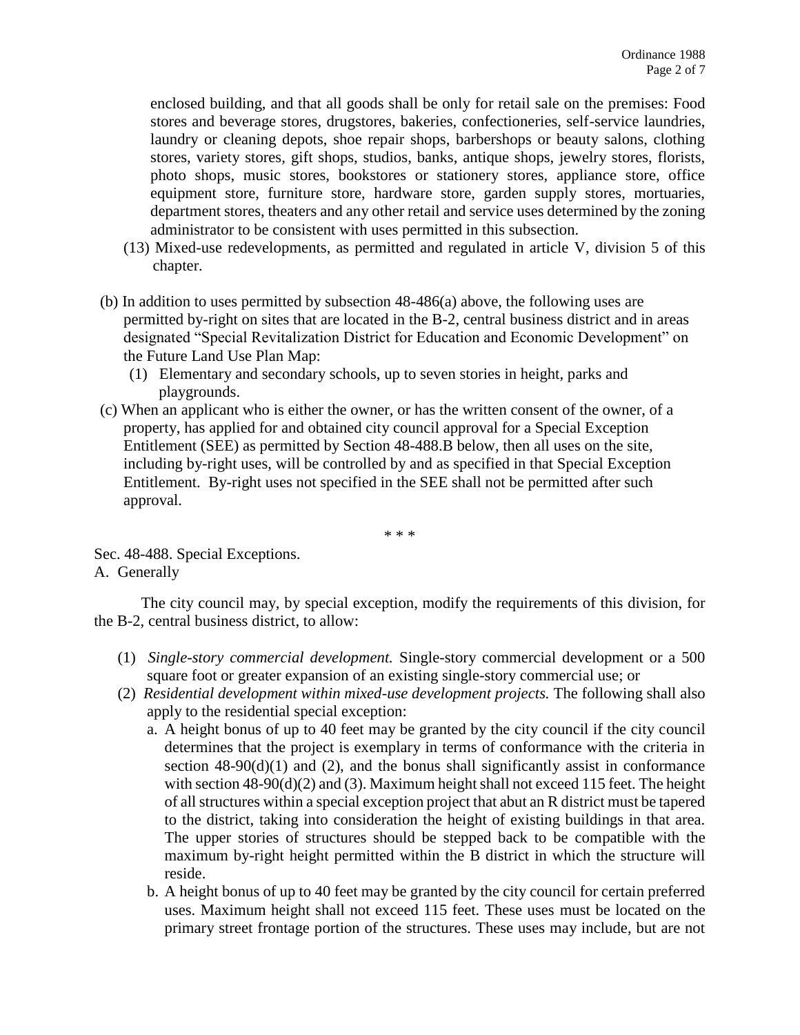enclosed building, and that all goods shall be only for retail sale on the premises: Food stores and beverage stores, drugstores, bakeries, confectioneries, self-service laundries, laundry or cleaning depots, shoe repair shops, barbershops or beauty salons, clothing stores, variety stores, gift shops, studios, banks, antique shops, jewelry stores, florists, photo shops, music stores, bookstores or stationery stores, appliance store, office equipment store, furniture store, hardware store, garden supply stores, mortuaries, department stores, theaters and any other retail and service uses determined by the zoning administrator to be consistent with uses permitted in this subsection.

(13) Mixed-use redevelopments, as permitted and regulated in article V, division 5 of this chapter.

(b) In addition to uses permitted by subsection 48-486(a) above, the following uses are permitted by-right on sites that are located in the B-2, central business district and in areas designated "Special Revitalization District for Education and Economic Development" on the Future Land Use Plan Map:

(1) Elementary and secondary schools, up to seven stories in height, parks and playgrounds.

(c) When an applicant who is either the owner, or has the written consent of the owner, of a property, has applied for and obtained city council approval for a Special Exception Entitlement (SEE) as permitted by Section 48-488.B below, then all uses on the site, including by-right uses, will be controlled by and as specified in that Special Exception Entitlement. By-right uses not specified in the SEE shall not be permitted after such approval.

\* \* \*

Sec. 48-488. Special Exceptions.

A. Generally

The city council may, by special exception, modify the requirements of this division, for the B-2, central business district, to allow:

(1) *Single-story commercial development.* Single-story commercial development or a 500 square foot or greater expansion of an existing single-story commercial use; or

(2) *Residential development within mixed-use development projects.* The following shall also apply to the residential special exception:

a. A height bonus of up to 40 feet may be granted by the city council if the city council determines that the project is exemplary in terms of conformance with the criteria in section 48-90(d)(1) and (2), and the bonus shall significantly assist in conformance with section 48-90(d)(2) and (3). Maximum height shall not exceed 115 feet. The height of all structures within a special exception project that abut an R district must be tapered to the district, taking into consideration the height of existing buildings in that area. The upper stories of structures should be stepped back to be compatible with the maximum by-right height permitted within the B district in which the structure will reside.

b. A height bonus of up to 40 feet may be granted by the city council for certain preferred uses. Maximum height shall not exceed 115 feet. These uses must be located on the primary street frontage portion of the structures. These uses may include, but are not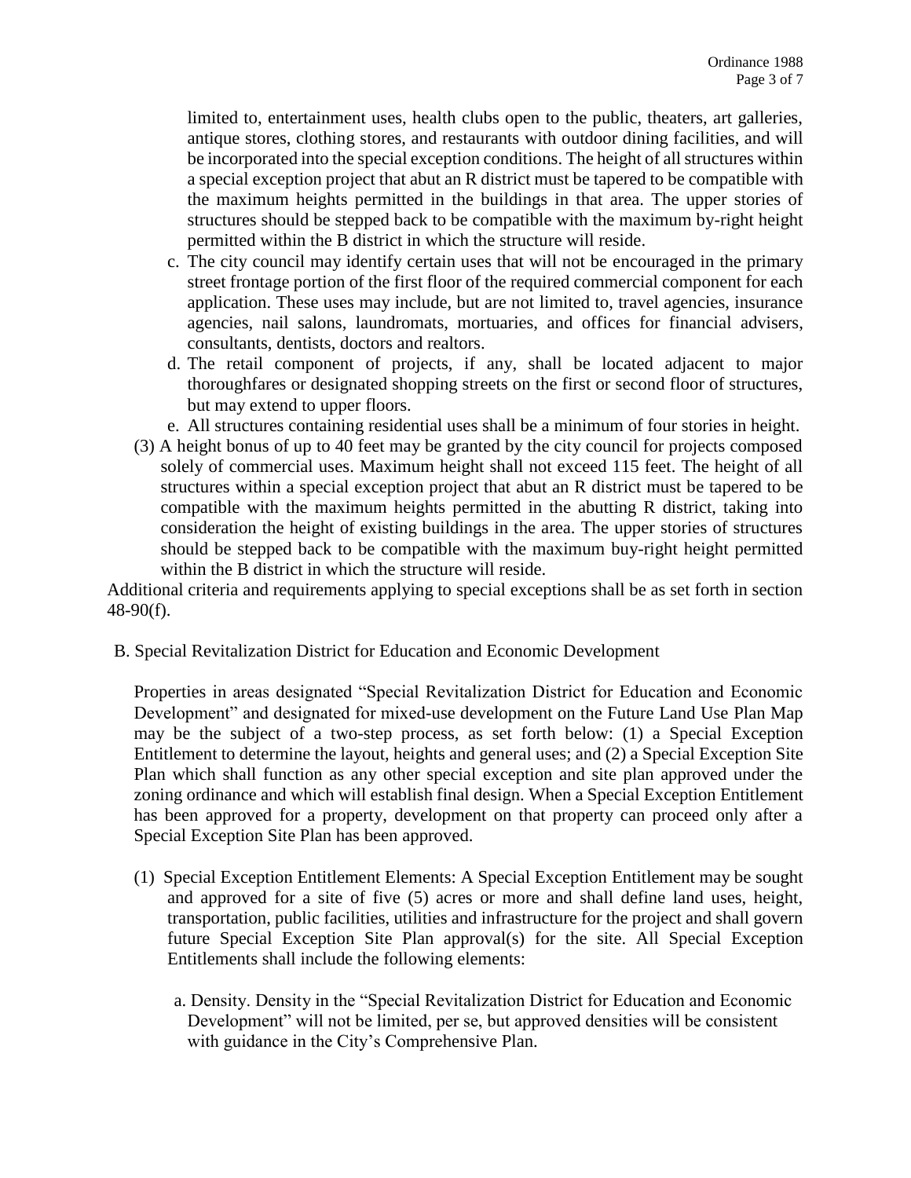limited to, entertainment uses, health clubs open to the public, theaters, art galleries, antique stores, clothing stores, and restaurants with outdoor dining facilities, and will be incorporated into the special exception conditions. The height of all structures within a special exception project that abut an R district must be tapered to be compatible with the maximum heights permitted in the buildings in that area. The upper stories of structures should be stepped back to be compatible with the maximum by-right height permitted within the B district in which the structure will reside.

c. The city council may identify certain uses that will not be encouraged in the primary street frontage portion of the first floor of the required commercial component for each application. These uses may include, but are not limited to, travel agencies, insurance agencies, nail salons, laundromats, mortuaries, and offices for financial advisers, consultants, dentists, doctors and realtors.

d. The retail component of projects, if any, shall be located adjacent to major thoroughfares or designated shopping streets on the first or second floor of structures, but may extend to upper floors.

e. All structures containing residential uses shall be a minimum of four stories in height.

(3) A height bonus of up to 40 feet may be granted by the city council for projects composed solely of commercial uses. Maximum height shall not exceed 115 feet. The height of all structures within a special exception project that abut an R district must be tapered to be compatible with the maximum heights permitted in the abutting R district, taking into consideration the height of existing buildings in the area. The upper stories of structures should be stepped back to be compatible with the maximum buy-right height permitted within the B district in which the structure will reside.

Additional criteria and requirements applying to special exceptions shall be as set forth in section 48-90(f).

B. Special Revitalization District for Education and Economic Development

Properties in areas designated "Special Revitalization District for Education and Economic Development" and designated for mixed-use development on the Future Land Use Plan Map may be the subject of a two-step process, as set forth below: (1) a Special Exception Entitlement to determine the layout, heights and general uses; and (2) a Special Exception Site Plan which shall function as any other special exception and site plan approved under the zoning ordinance and which will establish final design. When a Special Exception Entitlement has been approved for a property, development on that property can proceed only after a Special Exception Site Plan has been approved.

(1) Special Exception Entitlement Elements: A Special Exception Entitlement may be sought and approved for a site of five (5) acres or more and shall define land uses, height, transportation, public facilities, utilities and infrastructure for the project and shall govern future Special Exception Site Plan approval(s) for the site. All Special Exception Entitlements shall include the following elements:

a. Density. Density in the "Special Revitalization District for Education and Economic Development" will not be limited, per se, but approved densities will be consistent with guidance in the City's Comprehensive Plan.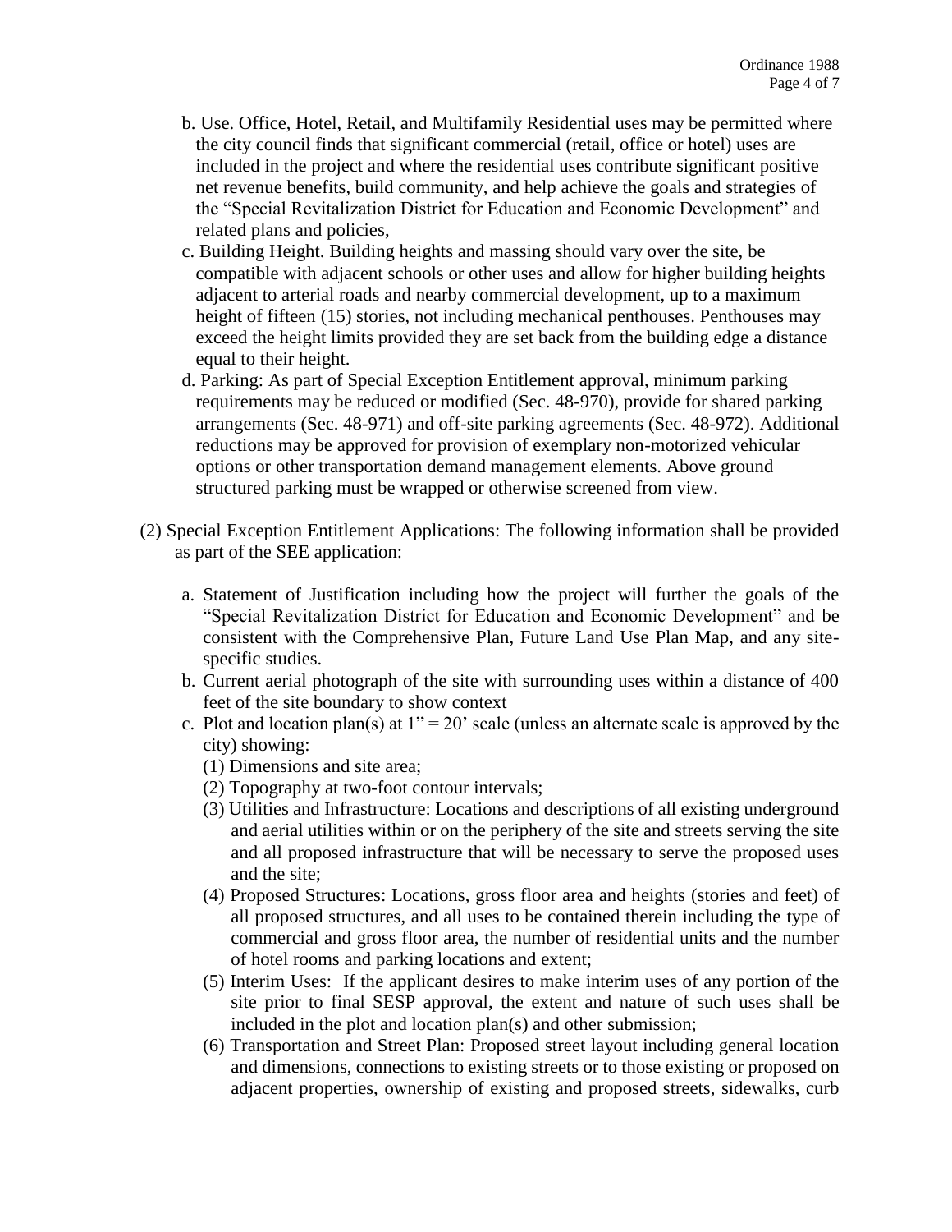b. Use. Office, Hotel, Retail, and Multifamily Residential uses may be permitted where the city council finds that significant commercial (retail, office or hotel) uses are included in the project and where the residential uses contribute significant positive net revenue benefits, build community, and help achieve the goals and strategies of the "Special Revitalization District for Education and Economic Development" and related plans and policies,

c. Building Height. Building heights and massing should vary over the site, be compatible with adjacent schools or other uses and allow for higher building heights adjacent to arterial roads and nearby commercial development, up to a maximum height of fifteen (15) stories, not including mechanical penthouses. Penthouses may exceed the height limits provided they are set back from the building edge a distance equal to their height.

d. Parking: As part of Special Exception Entitlement approval, minimum parking requirements may be reduced or modified (Sec. 48-970), provide for shared parking arrangements (Sec. 48-971) and off-site parking agreements (Sec. 48-972). Additional reductions may be approved for provision of exemplary non-motorized vehicular options or other transportation demand management elements. Above ground structured parking must be wrapped or otherwise screened from view.

(2) Special Exception Entitlement Applications: The following information shall be provided as part of the SEE application:

a. Statement of Justification including how the project will further the goals of the "Special Revitalization District for Education and Economic Development" and be consistent with the Comprehensive Plan, Future Land Use Plan Map, and any site-specific studies.

b. Current aerial photograph of the site with surrounding uses within a distance of 400 feet of the site boundary to show context

c. Plot and location plan(s) at 1" = 20' scale (unless an alternate scale is approved by the city) showing:

(1) Dimensions and site area;

(2) Topography at two-foot contour intervals;

(3) Utilities and Infrastructure: Locations and descriptions of all existing underground and aerial utilities within or on the periphery of the site and streets serving the site and all proposed infrastructure that will be necessary to serve the proposed uses and the site;

(4) Proposed Structures: Locations, gross floor area and heights (stories and feet) of all proposed structures, and all uses to be contained therein including the type of commercial and gross floor area, the number of residential units and the number of hotel rooms and parking locations and extent;

(5) Interim Uses: If the applicant desires to make interim uses of any portion of the site prior to final SESP approval, the extent and nature of such uses shall be included in the plot and location plan(s) and other submission;

(6) Transportation and Street Plan: Proposed street layout including general location and dimensions, connections to existing streets or to those existing or proposed on adjacent properties, ownership of existing and proposed streets, sidewalks, curb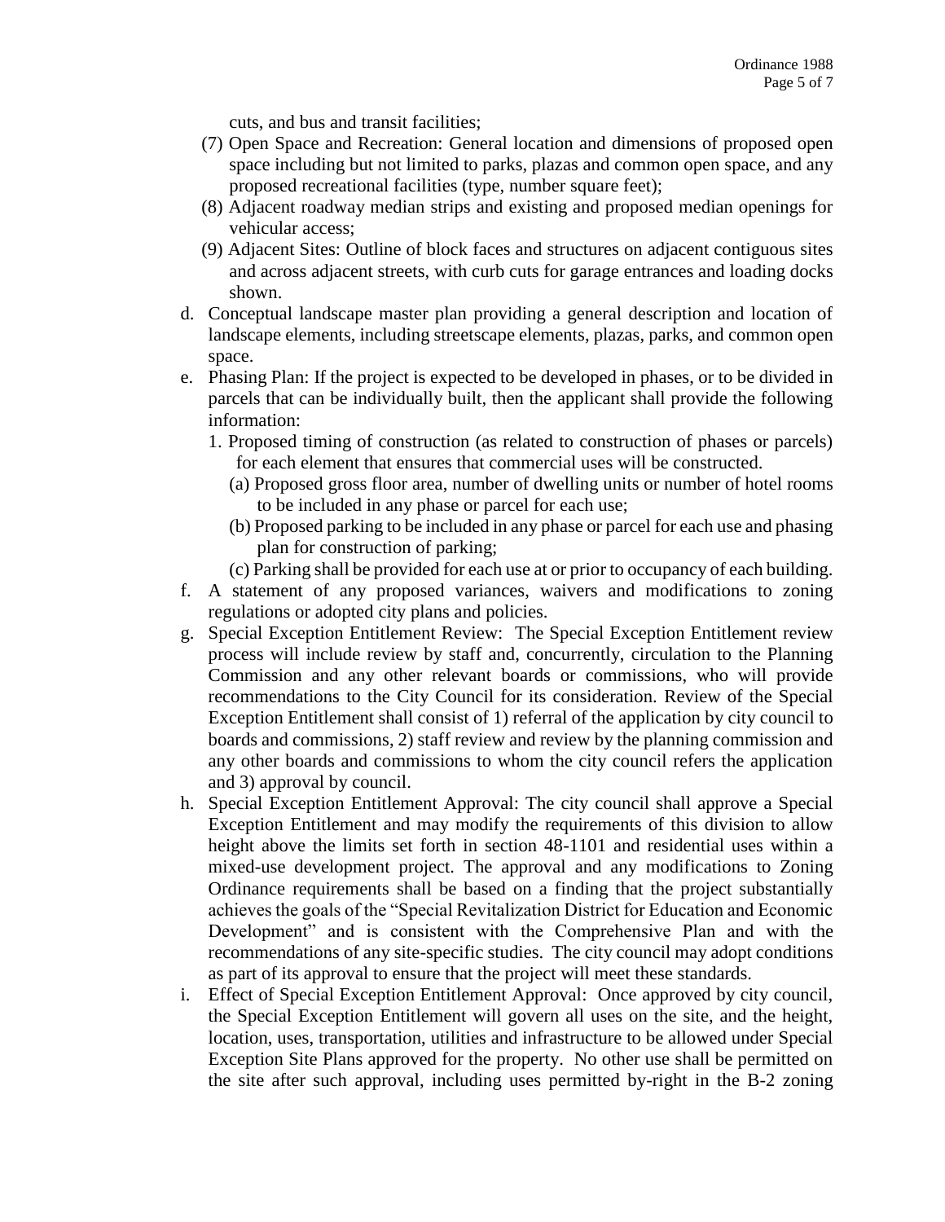cuts, and bus and transit facilities;

(7) Open Space and Recreation: General location and dimensions of proposed open space including but not limited to parks, plazas and common open space, and any proposed recreational facilities (type, number square feet);

(8) Adjacent roadway median strips and existing and proposed median openings for vehicular access;

(9) Adjacent Sites: Outline of block faces and structures on adjacent contiguous sites and across adjacent streets, with curb cuts for garage entrances and loading docks shown.

d. Conceptual landscape master plan providing a general description and location of landscape elements, including streetscape elements, plazas, parks, and common open space.

e. Phasing Plan: If the project is expected to be developed in phases, or to be divided in parcels that can be individually built, then the applicant shall provide the following information:

   1. Proposed timing of construction (as related to construction of phases or parcels) for each element that ensures that commercial uses will be constructed.

      (a) Proposed gross floor area, number of dwelling units or number of hotel rooms to be included in any phase or parcel for each use;

      (b) Proposed parking to be included in any phase or parcel for each use and phasing plan for construction of parking;

      (c) Parking shall be provided for each use at or prior to occupancy of each building.

f. A statement of any proposed variances, waivers and modifications to zoning regulations or adopted city plans and policies.

g. Special Exception Entitlement Review: The Special Exception Entitlement review process will include review by staff and, concurrently, circulation to the Planning Commission and any other relevant boards or commissions, who will provide recommendations to the City Council for its consideration. Review of the Special Exception Entitlement shall consist of 1) referral of the application by city council to boards and commissions, 2) staff review and review by the planning commission and any other boards and commissions to whom the city council refers the application and 3) approval by council.

h. Special Exception Entitlement Approval: The city council shall approve a Special Exception Entitlement and may modify the requirements of this division to allow height above the limits set forth in section 48-1101 and residential uses within a mixed-use development project. The approval and any modifications to Zoning Ordinance requirements shall be based on a finding that the project substantially achieves the goals of the "Special Revitalization District for Education and Economic Development" and is consistent with the Comprehensive Plan and with the recommendations of any site-specific studies. The city council may adopt conditions as part of its approval to ensure that the project will meet these standards.

i. Effect of Special Exception Entitlement Approval: Once approved by city council, the Special Exception Entitlement will govern all uses on the site, and the height, location, uses, transportation, utilities and infrastructure to be allowed under Special Exception Site Plans approved for the property. No other use shall be permitted on the site after such approval, including uses permitted by-right in the B-2 zoning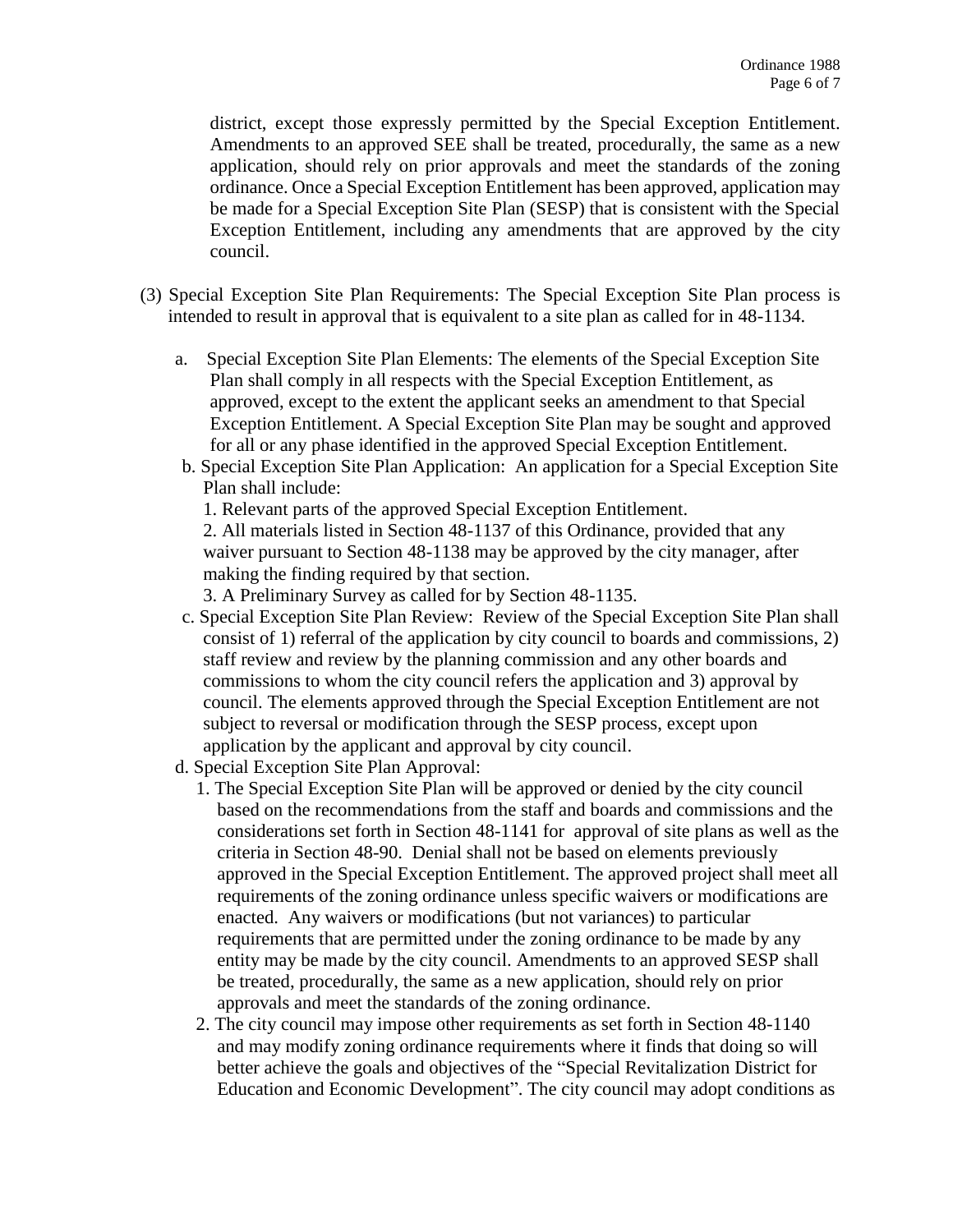district, except those expressly permitted by the Special Exception Entitlement. Amendments to an approved SEE shall be treated, procedurally, the same as a new application, should rely on prior approvals and meet the standards of the zoning ordinance. Once a Special Exception Entitlement has been approved, application may be made for a Special Exception Site Plan (SESP) that is consistent with the Special Exception Entitlement, including any amendments that are approved by the city council.

(3) Special Exception Site Plan Requirements: The Special Exception Site Plan process is intended to result in approval that is equivalent to a site plan as called for in 48-1134.

a. Special Exception Site Plan Elements: The elements of the Special Exception Site Plan shall comply in all respects with the Special Exception Entitlement, as approved, except to the extent the applicant seeks an amendment to that Special Exception Entitlement. A Special Exception Site Plan may be sought and approved for all or any phase identified in the approved Special Exception Entitlement.

b. Special Exception Site Plan Application: An application for a Special Exception Site Plan shall include:

1. Relevant parts of the approved Special Exception Entitlement.
2. All materials listed in Section 48-1137 of this Ordinance, provided that any waiver pursuant to Section 48-1138 may be approved by the city manager, after making the finding required by that section.
3. A Preliminary Survey as called for by Section 48-1135.

c. Special Exception Site Plan Review: Review of the Special Exception Site Plan shall consist of 1) referral of the application by city council to boards and commissions, 2) staff review and review by the planning commission and any other boards and commissions to whom the city council refers the application and 3) approval by council. The elements approved through the Special Exception Entitlement are not subject to reversal or modification through the SESP process, except upon application by the applicant and approval by city council.

d. Special Exception Site Plan Approval:

1. The Special Exception Site Plan will be approved or denied by the city council based on the recommendations from the staff and boards and commissions and the considerations set forth in Section 48-1141 for approval of site plans as well as the criteria in Section 48-90. Denial shall not be based on elements previously approved in the Special Exception Entitlement. The approved project shall meet all requirements of the zoning ordinance unless specific waivers or modifications are enacted. Any waivers or modifications (but not variances) to particular requirements that are permitted under the zoning ordinance to be made by any entity may be made by the city council. Amendments to an approved SESP shall be treated, procedurally, the same as a new application, should rely on prior approvals and meet the standards of the zoning ordinance.
2. The city council may impose other requirements as set forth in Section 48-1140 and may modify zoning ordinance requirements where it finds that doing so will better achieve the goals and objectives of the "Special Revitalization District for Education and Economic Development". The city council may adopt conditions as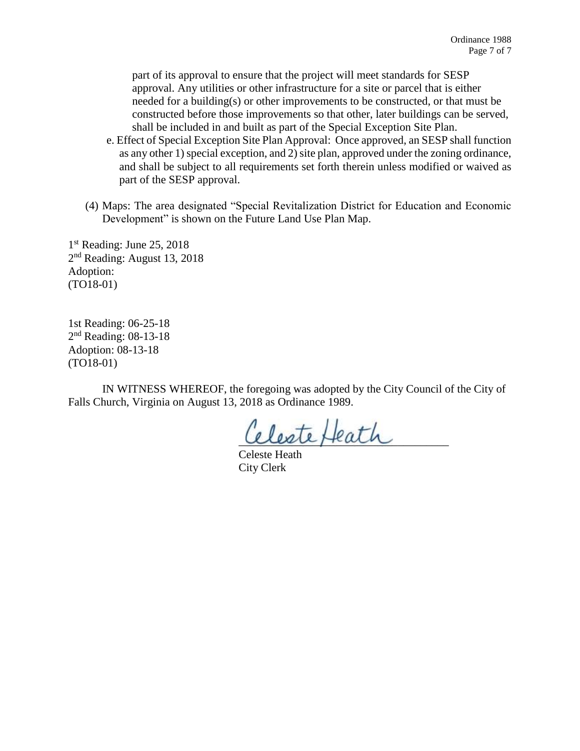part of its approval to ensure that the project will meet standards for SESP approval. Any utilities or other infrastructure for a site or parcel that is either needed for a building(s) or other improvements to be constructed, or that must be constructed before those improvements so that other, later buildings can be served, shall be included in and built as part of the Special Exception Site Plan.

e. Effect of Special Exception Site Plan Approval: Once approved, an SESP shall function as any other 1) special exception, and 2) site plan, approved under the zoning ordinance, and shall be subject to all requirements set forth therein unless modified or waived as part of the SESP approval.

(4) Maps: The area designated "Special Revitalization District for Education and Economic Development" is shown on the Future Land Use Plan Map.

1st Reading: June 25, 2018
2nd Reading: August 13, 2018
Adoption:
(TO18-01)

1st Reading: 06-25-18
2nd Reading: 08-13-18
Adoption: 08-13-18
(TO18-01)

IN WITNESS WHEREOF, the foregoing was adopted by the City Council of the City of Falls Church, Virginia on August 13, 2018 as Ordinance 1989.

Celeste Heath

Celeste Heath
City Clerk